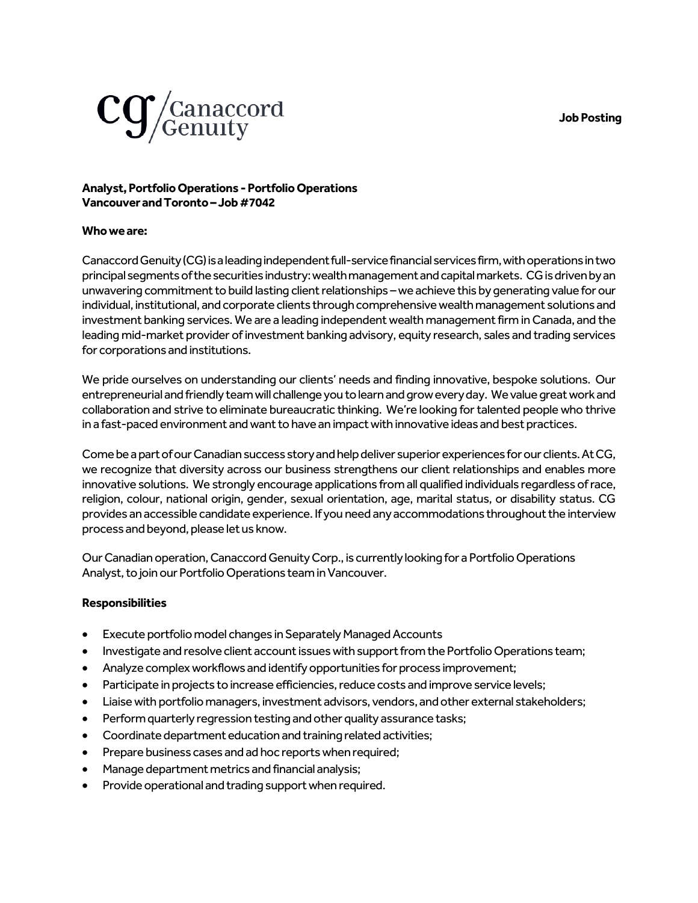Canaccord Genuity

**Job Posting**

**Analyst, Portfolio Operations - Portfolio Operations**
**Vancouver and Toronto – Job #7042**

**Who we are:**

Canaccord Genuity (CG) is a leading independent full-service financial services firm, with operations in two principal segments of the securities industry: wealth management and capital markets. CG is driven by an unwavering commitment to build lasting client relationships – we achieve this by generating value for our individual, institutional, and corporate clients through comprehensive wealth management solutions and investment banking services. We are a leading independent wealth management firm in Canada, and the leading mid-market provider of investment banking advisory, equity research, sales and trading services for corporations and institutions.

We pride ourselves on understanding our clients' needs and finding innovative, bespoke solutions. Our entrepreneurial and friendly team will challenge you to learn and grow every day. We value great work and collaboration and strive to eliminate bureaucratic thinking. We're looking for talented people who thrive in a fast-paced environment and want to have an impact with innovative ideas and best practices.

Come be a part of our Canadian success story and help deliver superior experiences for our clients. At CG, we recognize that diversity across our business strengthens our client relationships and enables more innovative solutions. We strongly encourage applications from all qualified individuals regardless of race, religion, colour, national origin, gender, sexual orientation, age, marital status, or disability status. CG provides an accessible candidate experience. If you need any accommodations throughout the interview process and beyond, please let us know.

Our Canadian operation, Canaccord Genuity Corp., is currently looking for a Portfolio Operations Analyst, to join our Portfolio Operations team in Vancouver.

**Responsibilities**

- Execute portfolio model changes in Separately Managed Accounts
- Investigate and resolve client account issues with support from the Portfolio Operations team;
- Analyze complex workflows and identify opportunities for process improvement;
- Participate in projects to increase efficiencies, reduce costs and improve service levels;
- Liaise with portfolio managers, investment advisors, vendors, and other external stakeholders;
- Perform quarterly regression testing and other quality assurance tasks;
- Coordinate department education and training related activities;
- Prepare business cases and ad hoc reports when required;
- Manage department metrics and financial analysis;
- Provide operational and trading support when required.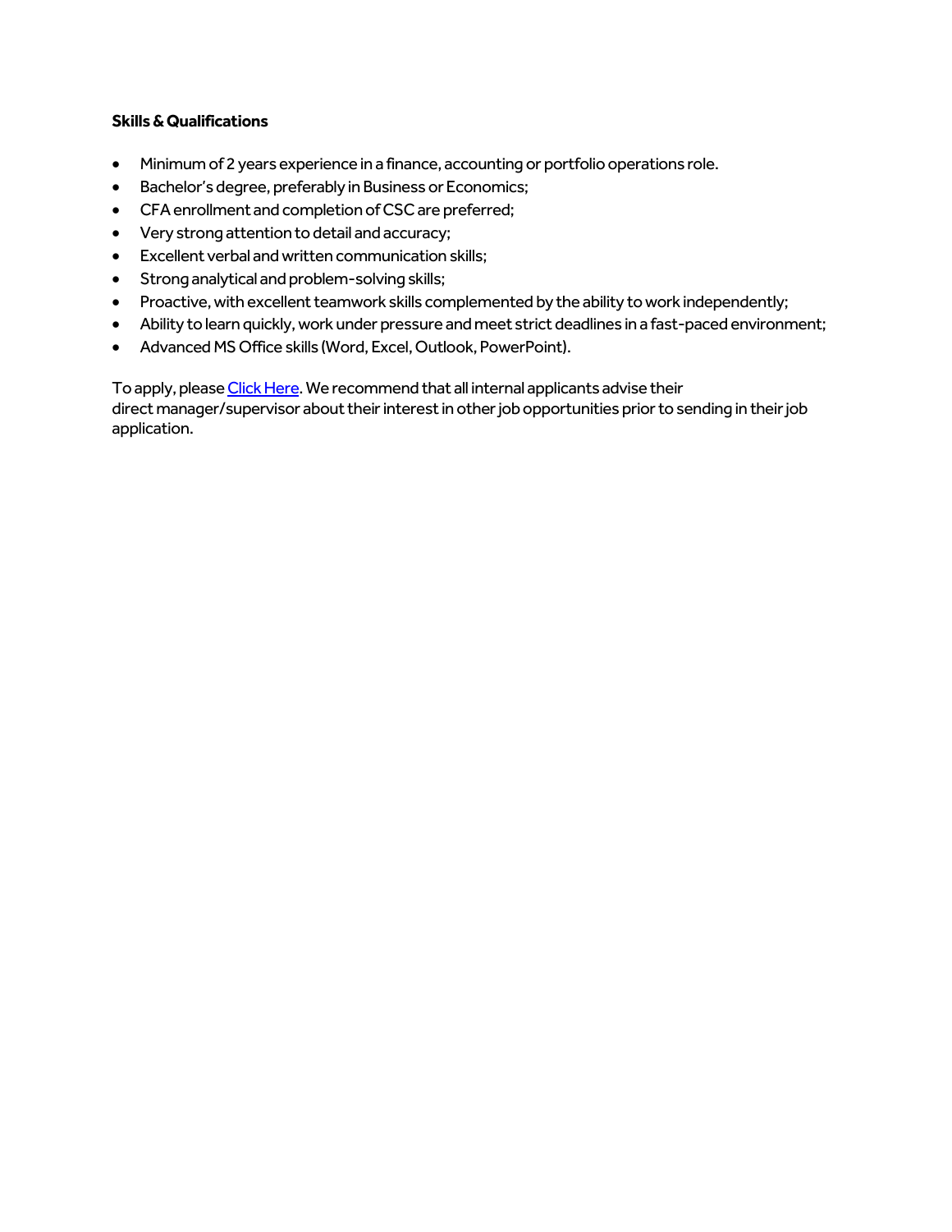**Skills & Qualifications**

- Minimum of 2 years experience in a finance, accounting or portfolio operations role.
- Bachelor's degree, preferably in Business or Economics;
- CFA enrollment and completion of CSC are preferred;
- Very strong attention to detail and accuracy;
- Excellent verbal and written communication skills;
- Strong analytical and problem-solving skills;
- Proactive, with excellent teamwork skills complemented by the ability to work independently;
- Ability to learn quickly, work under pressure and meet strict deadlines in a fast-paced environment;
- Advanced MS Office skills (Word, Excel, Outlook, PowerPoint).

To apply, please Click Here. We recommend that all internal applicants advise their direct manager/supervisor about their interest in other job opportunities prior to sending in their job application.